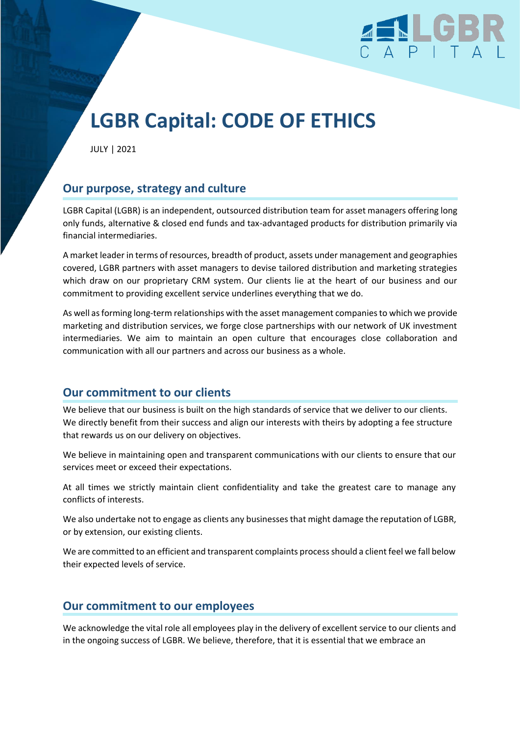# LGBR Capital: CODE OF ETHICS

JULY | 2021

## Our purpose, strategy and culture

LGBR Capital (LGBR) is an independent, outsourced distribution team for asset managers offering long only funds, alternative & closed end funds and tax-advantaged products for distribution primarily via financial intermediaries.

A market leader in terms of resources, breadth of product, assets under management and geographies covered, LGBR partners with asset managers to devise tailored distribution and marketing strategies which draw on our proprietary CRM system. Our clients lie at the heart of our business and our commitment to providing excellent service underlines everything that we do.

As well as forming long-term relationships with the asset management companies to which we provide marketing and distribution services, we forge close partnerships with our network of UK investment intermediaries. We aim to maintain an open culture that encourages close collaboration and communication with all our partners and across our business as a whole.

## Our commitment to our clients

We believe that our business is built on the high standards of service that we deliver to our clients. We directly benefit from their success and align our interests with theirs by adopting a fee structure that rewards us on our delivery on objectives.

We believe in maintaining open and transparent communications with our clients to ensure that our services meet or exceed their expectations.

At all times we strictly maintain client confidentiality and take the greatest care to manage any conflicts of interests.

We also undertake not to engage as clients any businesses that might damage the reputation of LGBR, or by extension, our existing clients.

We are committed to an efficient and transparent complaints process should a client feel we fall below their expected levels of service.

## Our commitment to our employees

We acknowledge the vital role all employees play in the delivery of excellent service to our clients and in the ongoing success of LGBR. We believe, therefore, that it is essential that we embrace an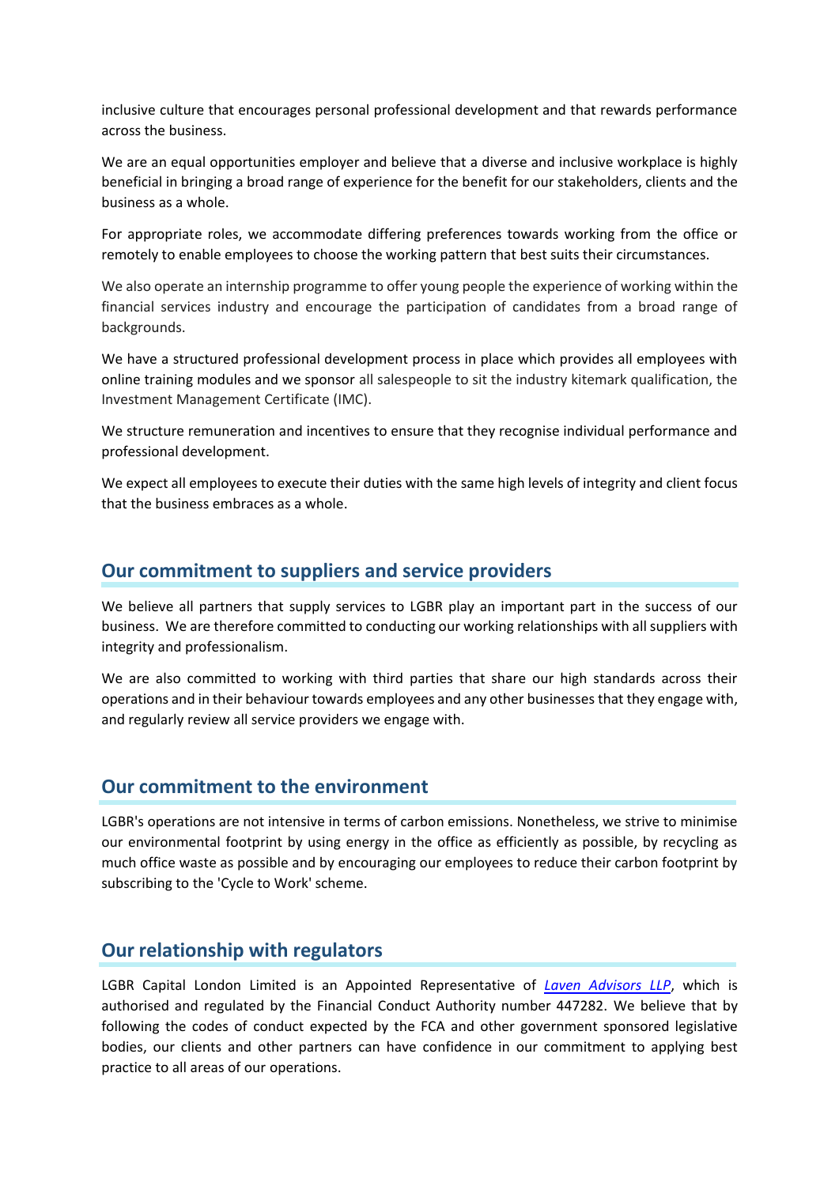inclusive culture that encourages personal professional development and that rewards performance across the business.

We are an equal opportunities employer and believe that a diverse and inclusive workplace is highly beneficial in bringing a broad range of experience for the benefit for our stakeholders, clients and the business as a whole.

For appropriate roles, we accommodate differing preferences towards working from the office or remotely to enable employees to choose the working pattern that best suits their circumstances.

We also operate an internship programme to offer young people the experience of working within the financial services industry and encourage the participation of candidates from a broad range of backgrounds.

We have a structured professional development process in place which provides all employees with online training modules and we sponsor all salespeople to sit the industry kitemark qualification, the Investment Management Certificate (IMC).

We structure remuneration and incentives to ensure that they recognise individual performance and professional development.

We expect all employees to execute their duties with the same high levels of integrity and client focus that the business embraces as a whole.

## Our commitment to suppliers and service providers

We believe all partners that supply services to LGBR play an important part in the success of our business. We are therefore committed to conducting our working relationships with all suppliers with integrity and professionalism.

We are also committed to working with third parties that share our high standards across their operations and in their behaviour towards employees and any other businesses that they engage with, and regularly review all service providers we engage with.

## Our commitment to the environment

LGBR's operations are not intensive in terms of carbon emissions. Nonetheless, we strive to minimise our environmental footprint by using energy in the office as efficiently as possible, by recycling as much office waste as possible and by encouraging our employees to reduce their carbon footprint by subscribing to the 'Cycle to Work' scheme.

## Our relationship with regulators

LGBR Capital London Limited is an Appointed Representative of *Laven Advisors LLP*, which is authorised and regulated by the Financial Conduct Authority number 447282. We believe that by following the codes of conduct expected by the FCA and other government sponsored legislative bodies, our clients and other partners can have confidence in our commitment to applying best practice to all areas of our operations.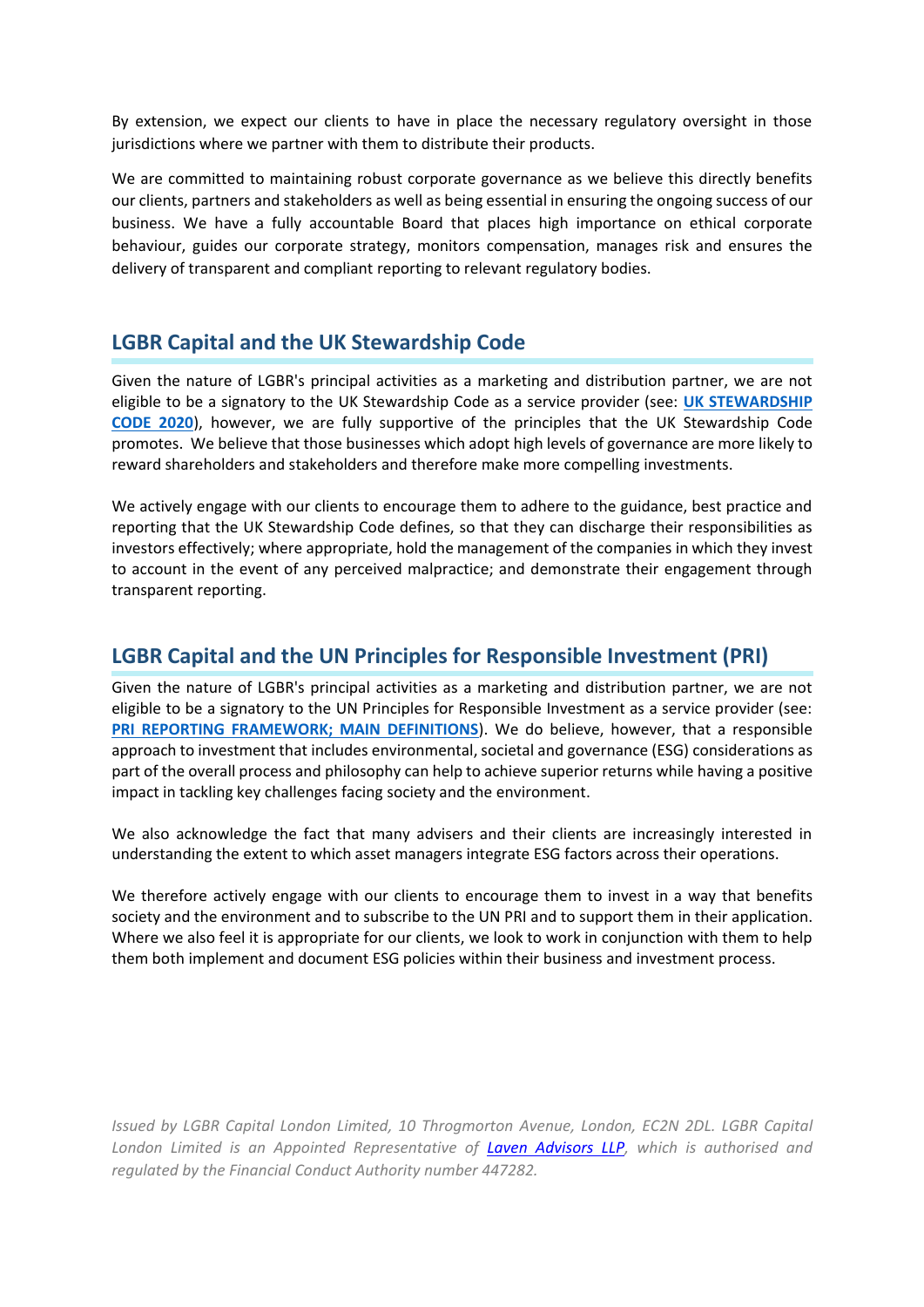By extension, we expect our clients to have in place the necessary regulatory oversight in those jurisdictions where we partner with them to distribute their products.

We are committed to maintaining robust corporate governance as we believe this directly benefits our clients, partners and stakeholders as well as being essential in ensuring the ongoing success of our business. We have a fully accountable Board that places high importance on ethical corporate behaviour, guides our corporate strategy, monitors compensation, manages risk and ensures the delivery of transparent and compliant reporting to relevant regulatory bodies.

## LGBR Capital and the UK Stewardship Code

Given the nature of LGBR's principal activities as a marketing and distribution partner, we are not eligible to be a signatory to the UK Stewardship Code as a service provider (see: **UK STEWARDSHIP CODE 2020**), however, we are fully supportive of the principles that the UK Stewardship Code promotes. We believe that those businesses which adopt high levels of governance are more likely to reward shareholders and stakeholders and therefore make more compelling investments.

We actively engage with our clients to encourage them to adhere to the guidance, best practice and reporting that the UK Stewardship Code defines, so that they can discharge their responsibilities as investors effectively; where appropriate, hold the management of the companies in which they invest to account in the event of any perceived malpractice; and demonstrate their engagement through transparent reporting.

## LGBR Capital and the UN Principles for Responsible Investment (PRI)

Given the nature of LGBR's principal activities as a marketing and distribution partner, we are not eligible to be a signatory to the UN Principles for Responsible Investment as a service provider (see: **PRI REPORTING FRAMEWORK; MAIN DEFINITIONS**). We do believe, however, that a responsible approach to investment that includes environmental, societal and governance (ESG) considerations as part of the overall process and philosophy can help to achieve superior returns while having a positive impact in tackling key challenges facing society and the environment.

We also acknowledge the fact that many advisers and their clients are increasingly interested in understanding the extent to which asset managers integrate ESG factors across their operations.

We therefore actively engage with our clients to encourage them to invest in a way that benefits society and the environment and to subscribe to the UN PRI and to support them in their application. Where we also feel it is appropriate for our clients, we look to work in conjunction with them to help them both implement and document ESG policies within their business and investment process.

*Issued by LGBR Capital London Limited, 10 Throgmorton Avenue, London, EC2N 2DL. LGBR Capital London Limited is an Appointed Representative of Laven Advisors LLP, which is authorised and regulated by the Financial Conduct Authority number 447282.*